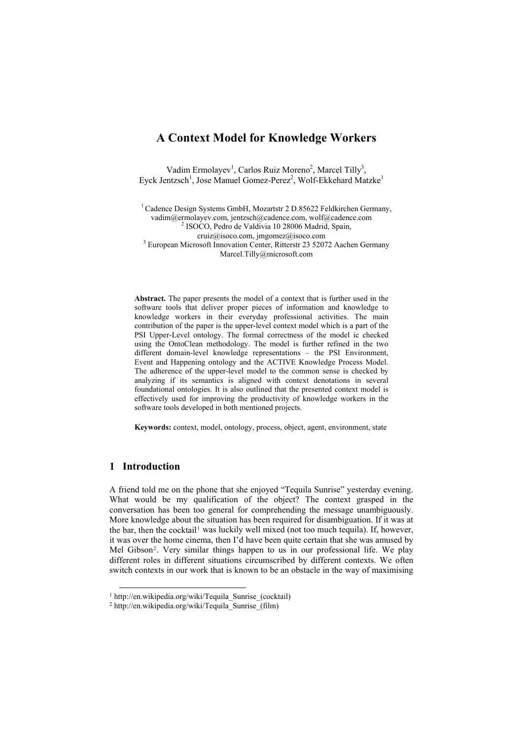# A Context Model for Knowledge Workers

Vadim Ermolayev[1], Carlos Ruiz Moreno[2], Marcel Tilly[3], Eyck Jentzsch[1], Jose Manuel Gomez-Perez[2], Wolf-Ekkehard Matzke[1]

[1] Cadence Design Systems GmbH, Mozartstr 2 D.85622 Feldkirchen Germany, vadim@ermolayev.com, jentzsch@cadence.com, wolf@cadence.com
[2] ISOCO, Pedro de Valdivia 10 28006 Madrid, Spain, cruiz@isoco.com, jmgomez@isoco.com
[3] European Microsoft Innovation Center, Ritterstr 23 52072 Aachen Germany Marcel.Tilly@microsoft.com

**Abstract.** The paper presents the model of a context that is further used in the software tools that deliver proper pieces of information and knowledge to knowledge workers in their everyday professional activities. The main contribution of the paper is the upper-level context model which is a part of the PSI Upper-Level ontology. The formal correctness of the model ic checked using the OntoClean methodology. The model is further refined in the two different domain-level knowledge representations – the PSI Environment, Event and Happening ontology and the ACTIVE Knowledge Process Model. The adherence of the upper-level model to the common sense is checked by analyzing if its semantics is aligned with context denotations in several foundational ontologies. It is also outlined that the presented context model is effectively used for improving the productivity of knowledge workers in the software tools developed in both mentioned projects.

**Keywords:** context, model, ontology, process, object, agent, environment, state

## 1 Introduction

A friend told me on the phone that she enjoyed "Tequila Sunrise" yesterday evening. What would be my qualification of the object? The context grasped in the conversation has been too general for comprehending the message unambiguously. More knowledge about the situation has been required for disambiguation. If it was at the bar, then the cocktail[1] was luckily well mixed (not too much tequila). If, however, it was over the home cinema, then I'd have been quite certain that she was amused by Mel Gibson[2]. Very similar things happen to us in our professional life. We play different roles in different situations circumscribed by different contexts. We often switch contexts in our work that is known to be an obstacle in the way of maximising

[1] http://en.wikipedia.org/wiki/Tequila_Sunrise_(cocktail)

[2] http://en.wikipedia.org/wiki/Tequila_Sunrise_(film)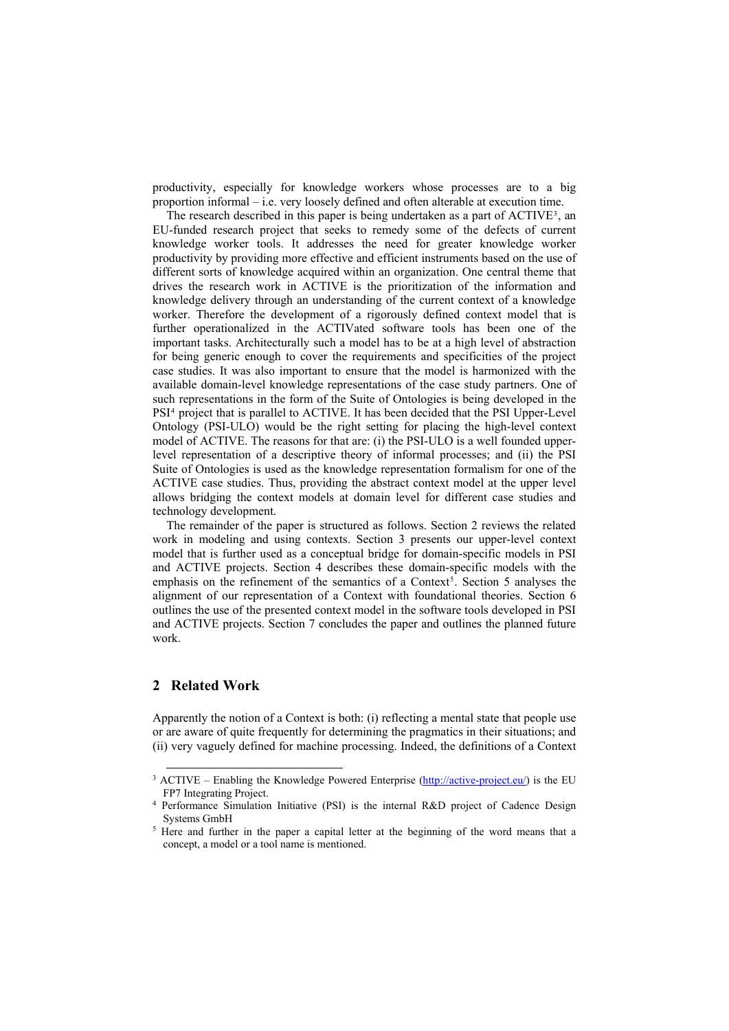productivity, especially for knowledge workers whose processes are to a big proportion informal – i.e. very loosely defined and often alterable at execution time.

The research described in this paper is being undertaken as a part of ACTIVE[3], an EU-funded research project that seeks to remedy some of the defects of current knowledge worker tools. It addresses the need for greater knowledge worker productivity by providing more effective and efficient instruments based on the use of different sorts of knowledge acquired within an organization. One central theme that drives the research work in ACTIVE is the prioritization of the information and knowledge delivery through an understanding of the current context of a knowledge worker. Therefore the development of a rigorously defined context model that is further operationalized in the ACTIVated software tools has been one of the important tasks. Architecturally such a model has to be at a high level of abstraction for being generic enough to cover the requirements and specificities of the project case studies. It was also important to ensure that the model is harmonized with the available domain-level knowledge representations of the case study partners. One of such representations in the form of the Suite of Ontologies is being developed in the PSI[4] project that is parallel to ACTIVE. It has been decided that the PSI Upper-Level Ontology (PSI-ULO) would be the right setting for placing the high-level context model of ACTIVE. The reasons for that are: (i) the PSI-ULO is a well founded upper-level representation of a descriptive theory of informal processes; and (ii) the PSI Suite of Ontologies is used as the knowledge representation formalism for one of the ACTIVE case studies. Thus, providing the abstract context model at the upper level allows bridging the context models at domain level for different case studies and technology development.

The remainder of the paper is structured as follows. Section 2 reviews the related work in modeling and using contexts. Section 3 presents our upper-level context model that is further used as a conceptual bridge for domain-specific models in PSI and ACTIVE projects. Section 4 describes these domain-specific models with the emphasis on the refinement of the semantics of a Context[5]. Section 5 analyses the alignment of our representation of a Context with foundational theories. Section 6 outlines the use of the presented context model in the software tools developed in PSI and ACTIVE projects. Section 7 concludes the paper and outlines the planned future work.

## 2 Related Work

Apparently the notion of a Context is both: (i) reflecting a mental state that people use or are aware of quite frequently for determining the pragmatics in their situations; and (ii) very vaguely defined for machine processing. Indeed, the definitions of a Context

---

[3] ACTIVE – Enabling the Knowledge Powered Enterprise (http://active-project.eu/) is the EU FP7 Integrating Project.

[4] Performance Simulation Initiative (PSI) is the internal R&D project of Cadence Design Systems GmbH

[5] Here and further in the paper a capital letter at the beginning of the word means that a concept, a model or a tool name is mentioned.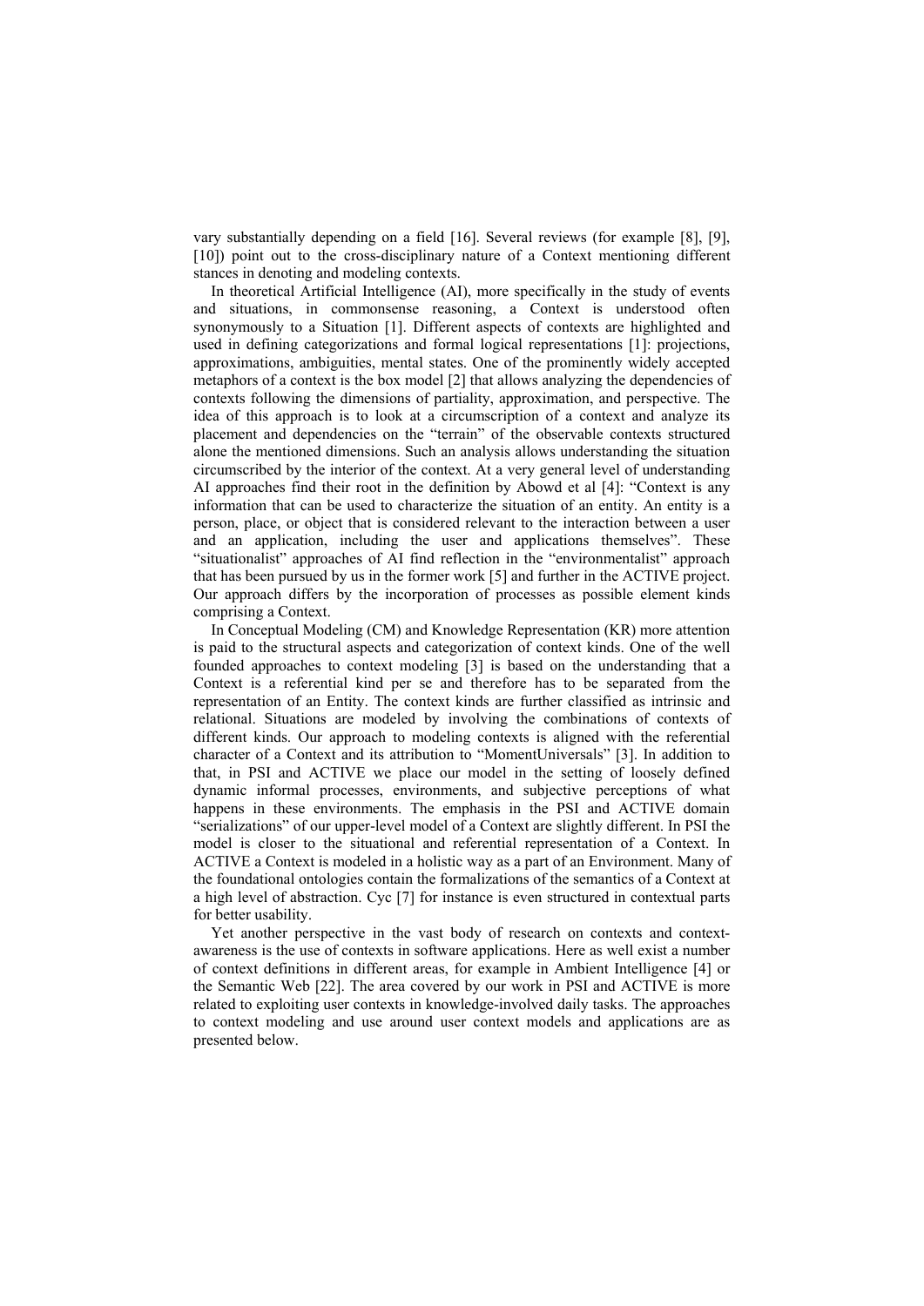vary substantially depending on a field [16]. Several reviews (for example [8], [9], [10]) point out to the cross-disciplinary nature of a Context mentioning different stances in denoting and modeling contexts.

In theoretical Artificial Intelligence (AI), more specifically in the study of events and situations, in commonsense reasoning, a Context is understood often synonymously to a Situation [1]. Different aspects of contexts are highlighted and used in defining categorizations and formal logical representations [1]: projections, approximations, ambiguities, mental states. One of the prominently widely accepted metaphors of a context is the box model [2] that allows analyzing the dependencies of contexts following the dimensions of partiality, approximation, and perspective. The idea of this approach is to look at a circumscription of a context and analyze its placement and dependencies on the "terrain" of the observable contexts structured alone the mentioned dimensions. Such an analysis allows understanding the situation circumscribed by the interior of the context. At a very general level of understanding AI approaches find their root in the definition by Abowd et al [4]: "Context is any information that can be used to characterize the situation of an entity. An entity is a person, place, or object that is considered relevant to the interaction between a user and an application, including the user and applications themselves". These "situationalist" approaches of AI find reflection in the "environmentalist" approach that has been pursued by us in the former work [5] and further in the ACTIVE project. Our approach differs by the incorporation of processes as possible element kinds comprising a Context.

In Conceptual Modeling (CM) and Knowledge Representation (KR) more attention is paid to the structural aspects and categorization of context kinds. One of the well founded approaches to context modeling [3] is based on the understanding that a Context is a referential kind per se and therefore has to be separated from the representation of an Entity. The context kinds are further classified as intrinsic and relational. Situations are modeled by involving the combinations of contexts of different kinds. Our approach to modeling contexts is aligned with the referential character of a Context and its attribution to "MomentUniversals" [3]. In addition to that, in PSI and ACTIVE we place our model in the setting of loosely defined dynamic informal processes, environments, and subjective perceptions of what happens in these environments. The emphasis in the PSI and ACTIVE domain "serializations" of our upper-level model of a Context are slightly different. In PSI the model is closer to the situational and referential representation of a Context. In ACTIVE a Context is modeled in a holistic way as a part of an Environment. Many of the foundational ontologies contain the formalizations of the semantics of a Context at a high level of abstraction. Cyc [7] for instance is even structured in contextual parts for better usability.

Yet another perspective in the vast body of research on contexts and context-awareness is the use of contexts in software applications. Here as well exist a number of context definitions in different areas, for example in Ambient Intelligence [4] or the Semantic Web [22]. The area covered by our work in PSI and ACTIVE is more related to exploiting user contexts in knowledge-involved daily tasks. The approaches to context modeling and use around user context models and applications are as presented below.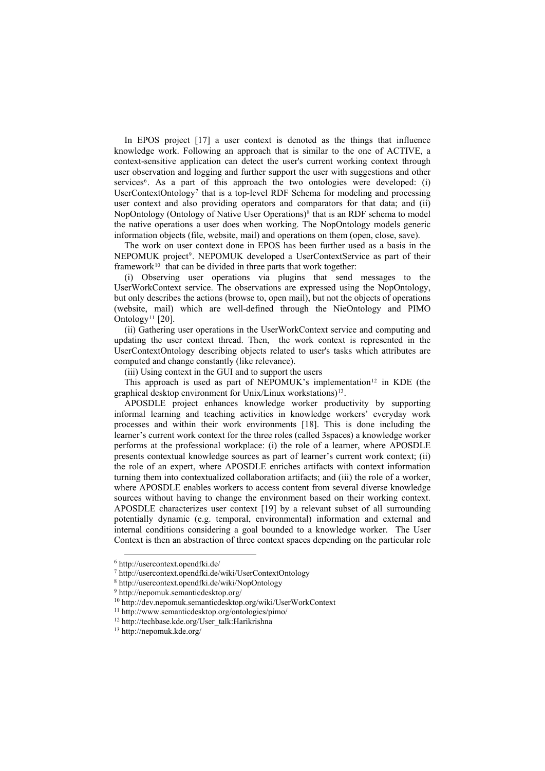In EPOS project [17] a user context is denoted as the things that influence knowledge work. Following an approach that is similar to the one of ACTIVE, a context-sensitive application can detect the user's current working context through user observation and logging and further support the user with suggestions and other services[6]. As a part of this approach the two ontologies were developed: (i) UserContextOntology[7] that is a top-level RDF Schema for modeling and processing user context and also providing operators and comparators for that data; and (ii) NopOntology (Ontology of Native User Operations)[8] that is an RDF schema to model the native operations a user does when working. The NopOntology models generic information objects (file, website, mail) and operations on them (open, close, save).

The work on user context done in EPOS has been further used as a basis in the NEPOMUK project[9]. NEPOMUK developed a UserContextService as part of their framework[10] that can be divided in three parts that work together:

(i) Observing user operations via plugins that send messages to the UserWorkContext service. The observations are expressed using the NopOntology, but only describes the actions (browse to, open mail), but not the objects of operations (website, mail) which are well-defined through the NieOntology and PIMO Ontology[11] [20].

(ii) Gathering user operations in the UserWorkContext service and computing and updating the user context thread. Then, the work context is represented in the UserContextOntology describing objects related to user's tasks which attributes are computed and change constantly (like relevance).

(iii) Using context in the GUI and to support the users

This approach is used as part of NEPOMUK's implementation[12] in KDE (the graphical desktop environment for Unix/Linux workstations)[13].

APOSDLE project enhances knowledge worker productivity by supporting informal learning and teaching activities in knowledge workers' everyday work processes and within their work environments [18]. This is done including the learner's current work context for the three roles (called 3spaces) a knowledge worker performs at the professional workplace: (i) the role of a learner, where APOSDLE presents contextual knowledge sources as part of learner's current work context; (ii) the role of an expert, where APOSDLE enriches artifacts with context information turning them into contextualized collaboration artifacts; and (iii) the role of a worker, where APOSDLE enables workers to access content from several diverse knowledge sources without having to change the environment based on their working context. APOSDLE characterizes user context [19] by a relevant subset of all surrounding potentially dynamic (e.g. temporal, environmental) information and external and internal conditions considering a goal bounded to a knowledge worker. The User Context is then an abstraction of three context spaces depending on the particular role

---

[6] http://usercontext.opendfki.de/

[7] http://usercontext.opendfki.de/wiki/UserContextOntology

[8] http://usercontext.opendfki.de/wiki/NopOntology

[9] http://nepomuk.semanticdesktop.org/

[10] http://dev.nepomuk.semanticdesktop.org/wiki/UserWorkContext

[11] http://www.semanticdesktop.org/ontologies/pimo/

[12] http://techbase.kde.org/User_talk:Harikrishna

[13] http://nepomuk.kde.org/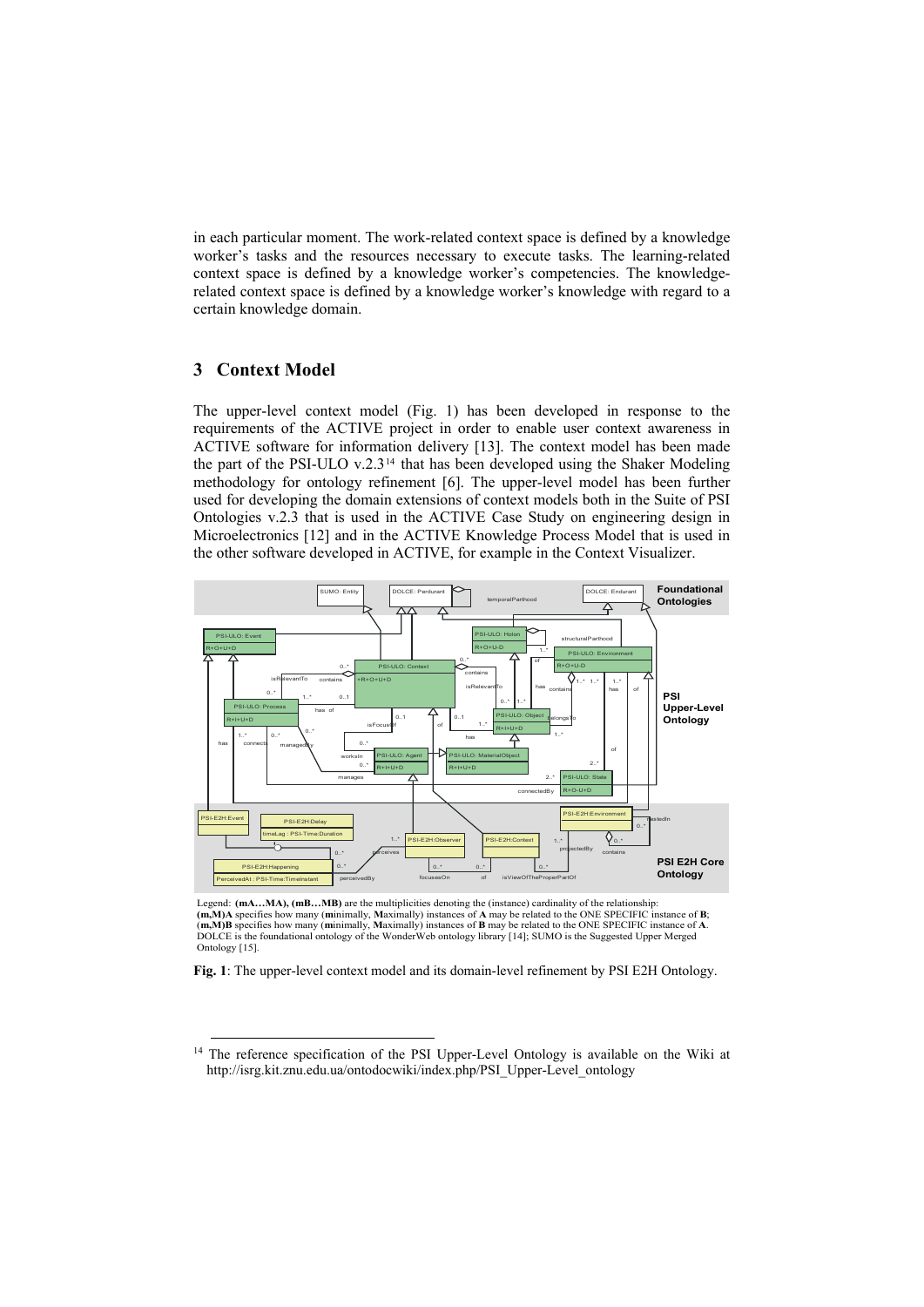in each particular moment. The work-related context space is defined by a knowledge worker's tasks and the resources necessary to execute tasks. The learning-related context space is defined by a knowledge worker's competencies. The knowledge-related context space is defined by a knowledge worker's knowledge with regard to a certain knowledge domain.

## 3 Context Model

The upper-level context model (Fig. 1) has been developed in response to the requirements of the ACTIVE project in order to enable user context awareness in ACTIVE software for information delivery [13]. The context model has been made the part of the PSI-ULO v.2.3[14] that has been developed using the Shaker Modeling methodology for ontology refinement [6]. The upper-level model has been further used for developing the domain extensions of context models both in the Suite of PSI Ontologies v.2.3 that is used in the ACTIVE Case Study on engineering design in Microelectronics [12] and in the ACTIVE Knowledge Process Model that is used in the other software developed in ACTIVE, for example in the Context Visualizer.

Legend: **(mA…MA), (mB…MB)** are the multiplicities denoting the (instance) cardinality of the relationship:
**(m,M)A** specifies how many (**m**inimally, **M**aximally) instances of **A** may be related to the ONE SPECIFIC instance of **B**;
**(m,M)B** specifies how many (**m**inimally, **M**aximally) instances of **B** may be related to the ONE SPECIFIC instance of **A**.
DOLCE is the foundational ontology of the WonderWeb ontology library [14]; SUMO is the Suggested Upper Merged Ontology [15].

**Fig. 1**: The upper-level context model and its domain-level refinement by PSI E2H Ontology.

[14] The reference specification of the PSI Upper-Level Ontology is available on the Wiki at http://isrg.kit.znu.edu.ua/ontodocwiki/index.php/PSI_Upper-Level_ontology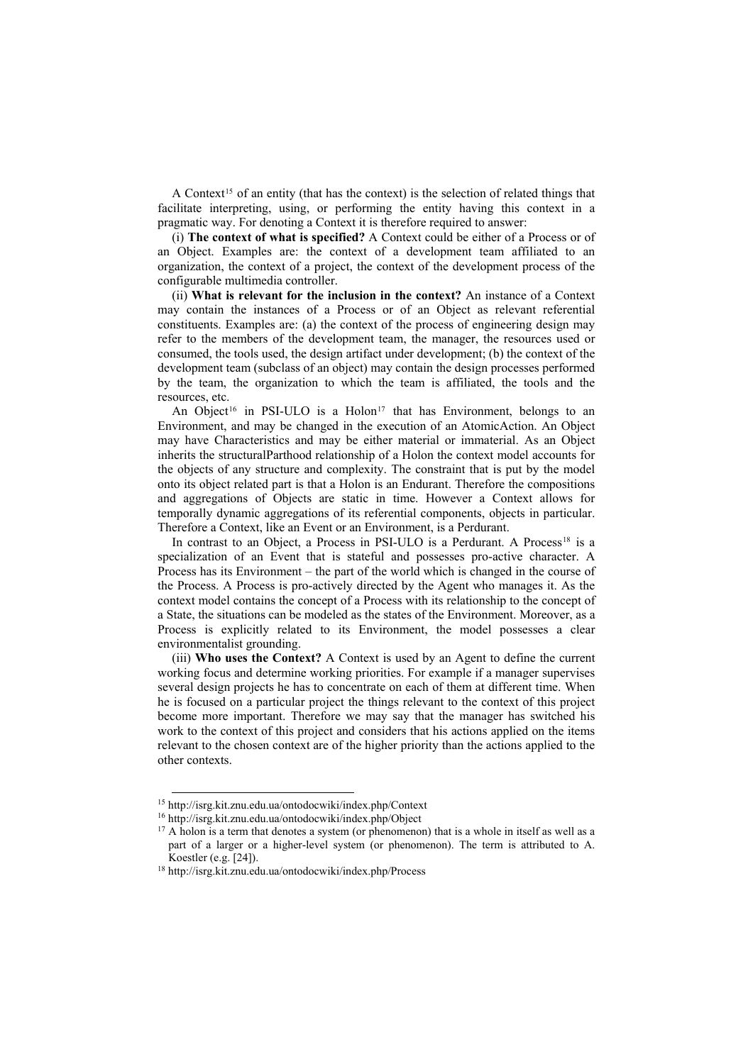A Context[15] of an entity (that has the context) is the selection of related things that facilitate interpreting, using, or performing the entity having this context in a pragmatic way. For denoting a Context it is therefore required to answer:

(i) **The context of what is specified?** A Context could be either of a Process or of an Object. Examples are: the context of a development team affiliated to an organization, the context of a project, the context of the development process of the configurable multimedia controller.

(ii) **What is relevant for the inclusion in the context?** An instance of a Context may contain the instances of a Process or of an Object as relevant referential constituents. Examples are: (a) the context of the process of engineering design may refer to the members of the development team, the manager, the resources used or consumed, the tools used, the design artifact under development; (b) the context of the development team (subclass of an object) may contain the design processes performed by the team, the organization to which the team is affiliated, the tools and the resources, etc.

An Object[16] in PSI-ULO is a Holon[17] that has Environment, belongs to an Environment, and may be changed in the execution of an AtomicAction. An Object may have Characteristics and may be either material or immaterial. As an Object inherits the structuralParthood relationship of a Holon the context model accounts for the objects of any structure and complexity. The constraint that is put by the model onto its object related part is that a Holon is an Endurant. Therefore the compositions and aggregations of Objects are static in time. However a Context allows for temporally dynamic aggregations of its referential components, objects in particular. Therefore a Context, like an Event or an Environment, is a Perdurant.

In contrast to an Object, a Process in PSI-ULO is a Perdurant. A Process[18] is a specialization of an Event that is stateful and possesses pro-active character. A Process has its Environment – the part of the world which is changed in the course of the Process. A Process is pro-actively directed by the Agent who manages it. As the context model contains the concept of a Process with its relationship to the concept of a State, the situations can be modeled as the states of the Environment. Moreover, as a Process is explicitly related to its Environment, the model possesses a clear environmentalist grounding.

(iii) **Who uses the Context?** A Context is used by an Agent to define the current working focus and determine working priorities. For example if a manager supervises several design projects he has to concentrate on each of them at different time. When he is focused on a particular project the things relevant to the context of this project become more important. Therefore we may say that the manager has switched his work to the context of this project and considers that his actions applied on the items relevant to the chosen context are of the higher priority than the actions applied to the other contexts.

---

[15] http://isrg.kit.znu.edu.ua/ontodocwiki/index.php/Context

[16] http://isrg.kit.znu.edu.ua/ontodocwiki/index.php/Object

[17] A holon is a term that denotes a system (or phenomenon) that is a whole in itself as well as a part of a larger or a higher-level system (or phenomenon). The term is attributed to A. Koestler (e.g. [24]).

[18] http://isrg.kit.znu.edu.ua/ontodocwiki/index.php/Process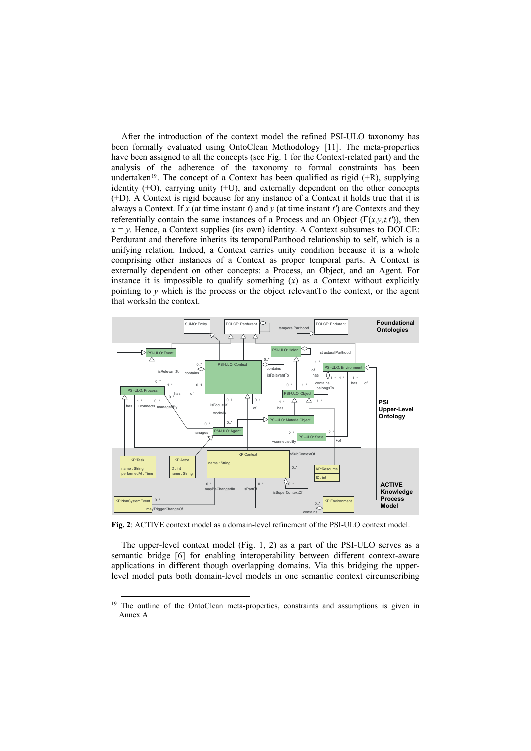After the introduction of the context model the refined PSI-ULO taxonomy has been formally evaluated using OntoClean Methodology [11]. The meta-properties have been assigned to all the concepts (see Fig. 1 for the Context-related part) and the analysis of the adherence of the taxonomy to formal constraints has been undertaken[19]. The concept of a Context has been qualified as rigid (+R), supplying identity (+O), carrying unity (+U), and externally dependent on the other concepts (+D). A Context is rigid because for any instance of a Context it holds true that it is always a Context. If $x$ (at time instant $t$) and $y$ (at time instant $t'$) are Contexts and they referentially contain the same instances of a Process and an Object ($\Gamma(x,y,t,t')$), then $x = y$. Hence, a Context supplies (its own) identity. A Context subsumes to DOLCE: Perdurant and therefore inherits its temporalParthood relationship to self, which is a unifying relation. Indeed, a Context carries unity condition because it is a whole comprising other instances of a Context as proper temporal parts. A Context is externally dependent on other concepts: a Process, an Object, and an Agent. For instance it is impossible to qualify something ($x$) as a Context without explicitly pointing to $y$ which is the process or the object relevantTo the context, or the agent that worksIn the context.

**Fig. 2**: ACTIVE context model as a domain-level refinement of the PSI-ULO context model.

The upper-level context model (Fig. 1, 2) as a part of the PSI-ULO serves as a semantic bridge [6] for enabling interoperability between different context-aware applications in different though overlapping domains. Via this bridging the upper-level model puts both domain-level models in one semantic context circumscribing

[19] The outline of the OntoClean meta-properties, constraints and assumptions is given in Annex A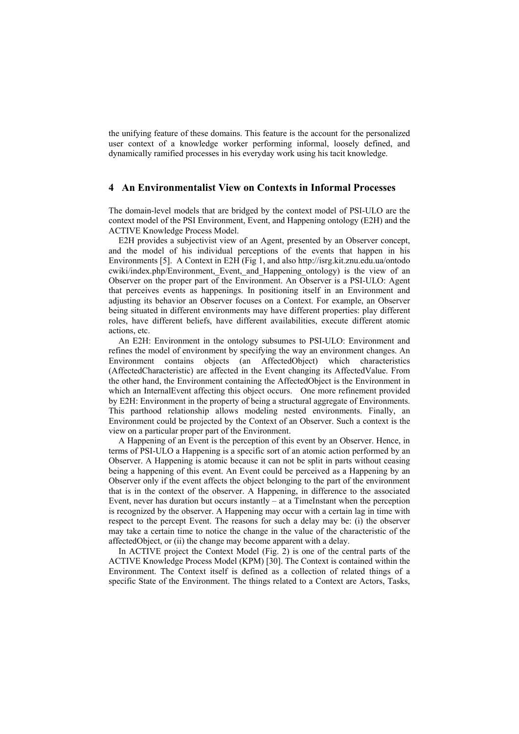the unifying feature of these domains. This feature is the account for the personalized user context of a knowledge worker performing informal, loosely defined, and dynamically ramified processes in his everyday work using his tacit knowledge.

## 4 An Environmentalist View on Contexts in Informal Processes

The domain-level models that are bridged by the context model of PSI-ULO are the context model of the PSI Environment, Event, and Happening ontology (E2H) and the ACTIVE Knowledge Process Model.

E2H provides a subjectivist view of an Agent, presented by an Observer concept, and the model of his individual perceptions of the events that happen in his Environments [5]. A Context in E2H (Fig 1, and also http://isrg.kit.znu.edu.ua/ontodocwiki/index.php/Environment,_Event,_and_Happening_ontology) is the view of an Observer on the proper part of the Environment. An Observer is a PSI-ULO: Agent that perceives events as happenings. In positioning itself in an Environment and adjusting its behavior an Observer focuses on a Context. For example, an Observer being situated in different environments may have different properties: play different roles, have different beliefs, have different availabilities, execute different atomic actions, etc.

An E2H: Environment in the ontology subsumes to PSI-ULO: Environment and refines the model of environment by specifying the way an environment changes. An Environment contains objects (an AffectedObject) which characteristics (AffectedCharacteristic) are affected in the Event changing its AffectedValue. From the other hand, the Environment containing the AffectedObject is the Environment in which an InternalEvent affecting this object occurs. One more refinement provided by E2H: Environment in the property of being a structural aggregate of Environments. This parthood relationship allows modeling nested environments. Finally, an Environment could be projected by the Context of an Observer. Such a context is the view on a particular proper part of the Environment.

A Happening of an Event is the perception of this event by an Observer. Hence, in terms of PSI-ULO a Happening is a specific sort of an atomic action performed by an Observer. A Happening is atomic because it can not be split in parts without ceasing being a happening of this event. An Event could be perceived as a Happening by an Observer only if the event affects the object belonging to the part of the environment that is in the context of the observer. A Happening, in difference to the associated Event, never has duration but occurs instantly – at a TimeInstant when the perception is recognized by the observer. A Happening may occur with a certain lag in time with respect to the percept Event. The reasons for such a delay may be: (i) the observer may take a certain time to notice the change in the value of the characteristic of the affectedObject, or (ii) the change may become apparent with a delay.

In ACTIVE project the Context Model (Fig. 2) is one of the central parts of the ACTIVE Knowledge Process Model (KPM) [30]. The Context is contained within the Environment. The Context itself is defined as a collection of related things of a specific State of the Environment. The things related to a Context are Actors, Tasks,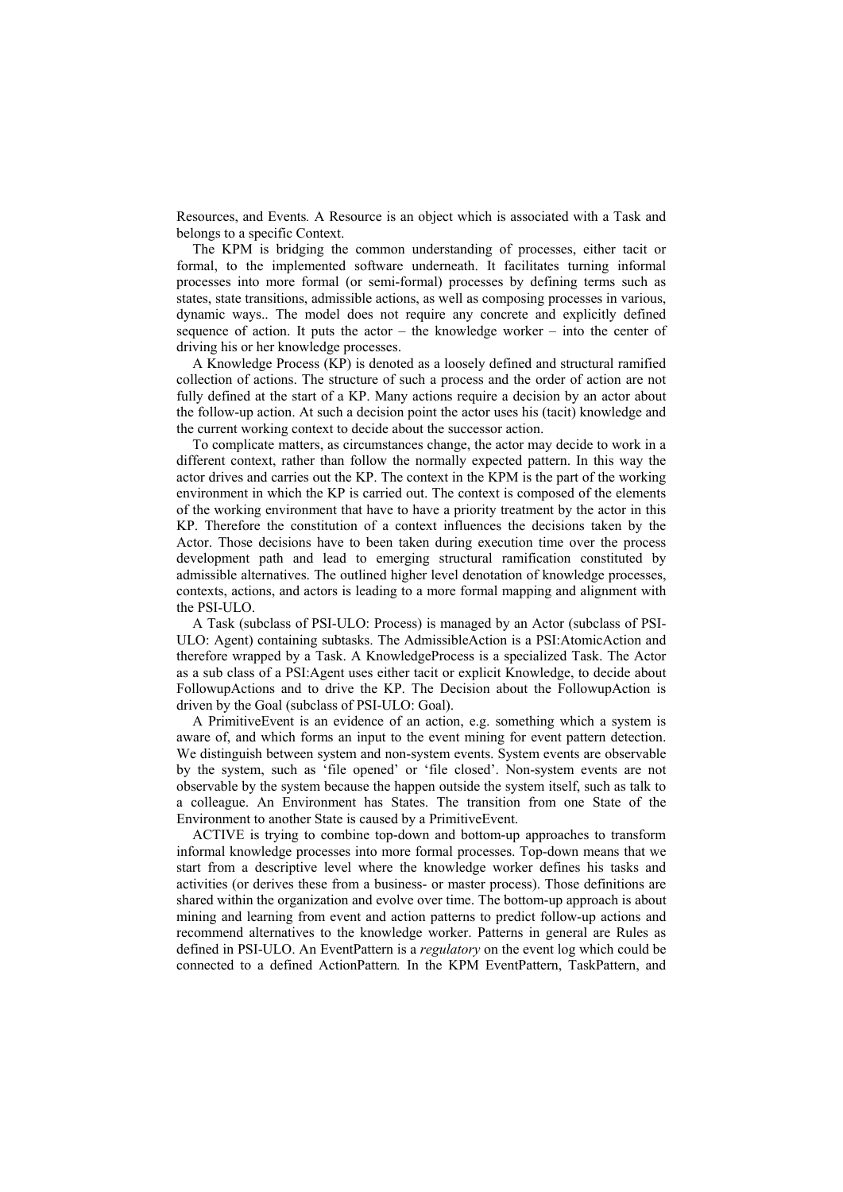Resources, and Events*.* A Resource is an object which is associated with a Task and belongs to a specific Context.

The KPM is bridging the common understanding of processes, either tacit or formal, to the implemented software underneath. It facilitates turning informal processes into more formal (or semi-formal) processes by defining terms such as states, state transitions, admissible actions, as well as composing processes in various, dynamic ways.. The model does not require any concrete and explicitly defined sequence of action. It puts the actor – the knowledge worker – into the center of driving his or her knowledge processes.

A Knowledge Process (KP) is denoted as a loosely defined and structural ramified collection of actions. The structure of such a process and the order of action are not fully defined at the start of a KP. Many actions require a decision by an actor about the follow-up action. At such a decision point the actor uses his (tacit) knowledge and the current working context to decide about the successor action.

To complicate matters, as circumstances change, the actor may decide to work in a different context, rather than follow the normally expected pattern. In this way the actor drives and carries out the KP. The context in the KPM is the part of the working environment in which the KP is carried out. The context is composed of the elements of the working environment that have to have a priority treatment by the actor in this KP. Therefore the constitution of a context influences the decisions taken by the Actor. Those decisions have to been taken during execution time over the process development path and lead to emerging structural ramification constituted by admissible alternatives. The outlined higher level denotation of knowledge processes, contexts, actions, and actors is leading to a more formal mapping and alignment with the PSI-ULO.

A Task (subclass of PSI-ULO: Process) is managed by an Actor (subclass of PSI-ULO: Agent) containing subtasks. The AdmissibleAction is a PSI:AtomicAction and therefore wrapped by a Task. A KnowledgeProcess is a specialized Task. The Actor as a sub class of a PSI:Agent uses either tacit or explicit Knowledge, to decide about FollowupActions and to drive the KP. The Decision about the FollowupAction is driven by the Goal (subclass of PSI-ULO: Goal).

A PrimitiveEvent is an evidence of an action, e.g. something which a system is aware of, and which forms an input to the event mining for event pattern detection. We distinguish between system and non-system events. System events are observable by the system, such as 'file opened' or 'file closed'. Non-system events are not observable by the system because the happen outside the system itself, such as talk to a colleague. An Environment has States. The transition from one State of the Environment to another State is caused by a PrimitiveEvent.

ACTIVE is trying to combine top-down and bottom-up approaches to transform informal knowledge processes into more formal processes. Top-down means that we start from a descriptive level where the knowledge worker defines his tasks and activities (or derives these from a business- or master process). Those definitions are shared within the organization and evolve over time. The bottom-up approach is about mining and learning from event and action patterns to predict follow-up actions and recommend alternatives to the knowledge worker. Patterns in general are Rules as defined in PSI-ULO. An EventPattern is a *regulatory* on the event log which could be connected to a defined ActionPattern*.* In the KPM EventPattern, TaskPattern, and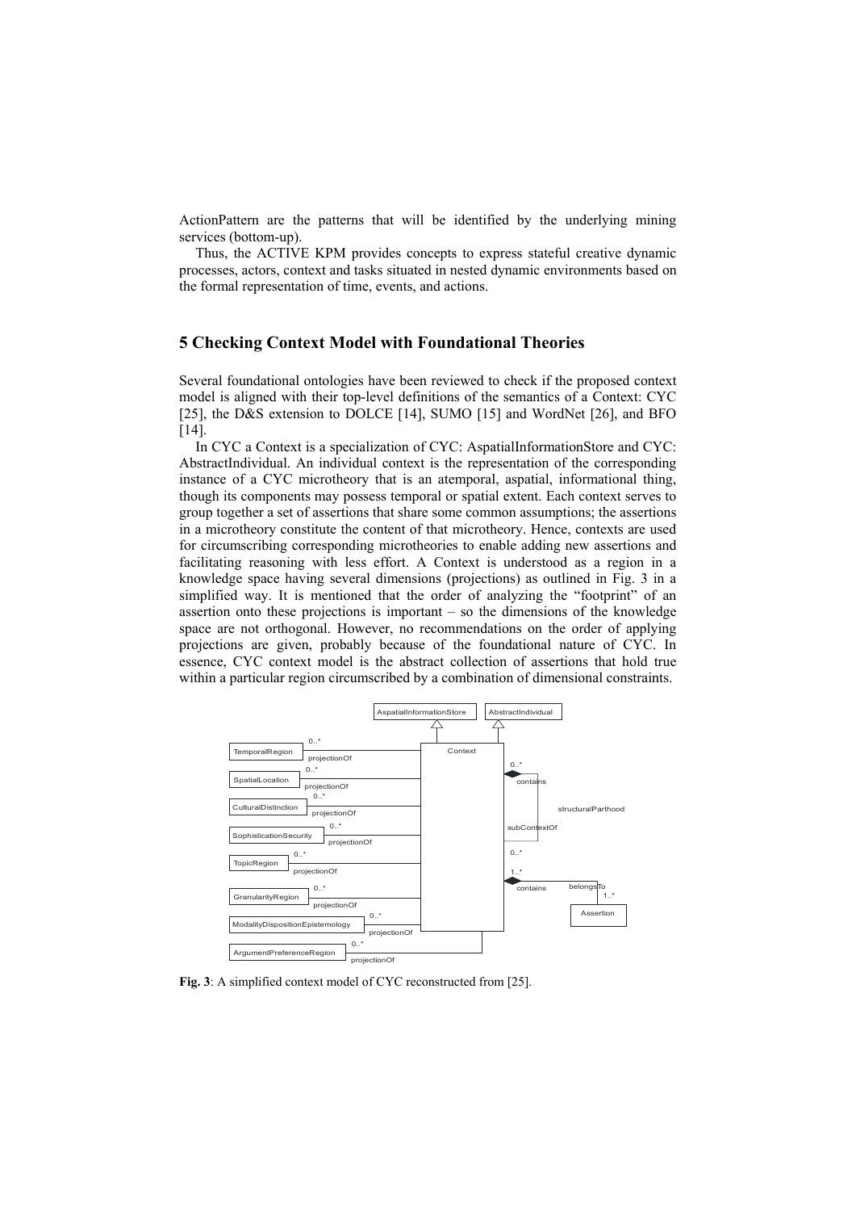ActionPattern are the patterns that will be identified by the underlying mining services (bottom-up).

Thus, the ACTIVE KPM provides concepts to express stateful creative dynamic processes, actors, context and tasks situated in nested dynamic environments based on the formal representation of time, events, and actions.

## 5 Checking Context Model with Foundational Theories

Several foundational ontologies have been reviewed to check if the proposed context model is aligned with their top-level definitions of the semantics of a Context: CYC [25], the D&S extension to DOLCE [14], SUMO [15] and WordNet [26], and BFO [14].

In CYC a Context is a specialization of CYC: AspatialInformationStore and CYC: AbstractIndividual. An individual context is the representation of the corresponding instance of a CYC microtheory that is an atemporal, aspatial, informational thing, though its components may possess temporal or spatial extent. Each context serves to group together a set of assertions that share some common assumptions; the assertions in a microtheory constitute the content of that microtheory. Hence, contexts are used for circumscribing corresponding microtheories to enable adding new assertions and facilitating reasoning with less effort. A Context is understood as a region in a knowledge space having several dimensions (projections) as outlined in Fig. 3 in a simplified way. It is mentioned that the order of analyzing the "footprint" of an assertion onto these projections is important – so the dimensions of the knowledge space are not orthogonal. However, no recommendations on the order of applying projections are given, probably because of the foundational nature of CYC. In essence, CYC context model is the abstract collection of assertions that hold true within a particular region circumscribed by a combination of dimensional constraints.

**Fig. 3**: A simplified context model of CYC reconstructed from [25].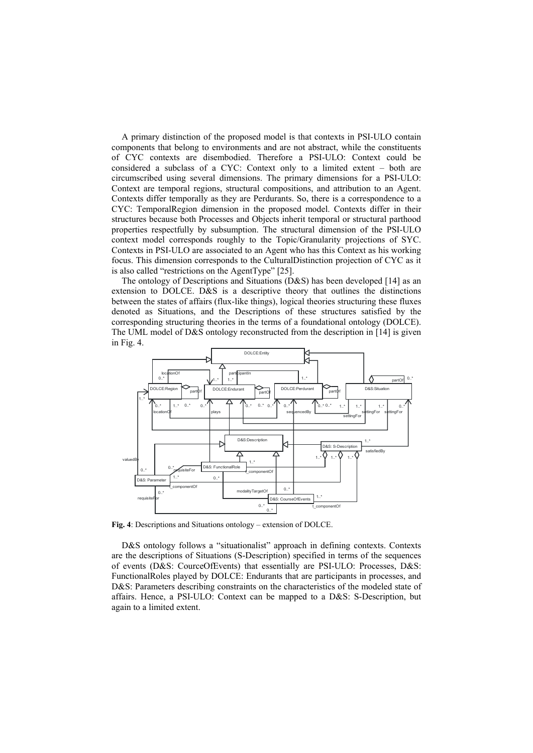A primary distinction of the proposed model is that contexts in PSI-ULO contain components that belong to environments and are not abstract, while the constituents of CYC contexts are disembodied. Therefore a PSI-ULO: Context could be considered a subclass of a CYC: Context only to a limited extent – both are circumscribed using several dimensions. The primary dimensions for a PSI-ULO: Context are temporal regions, structural compositions, and attribution to an Agent. Contexts differ temporally as they are Perdurants. So, there is a correspondence to a CYC: TemporalRegion dimension in the proposed model. Contexts differ in their structures because both Processes and Objects inherit temporal or structural parthood properties respectfully by subsumption. The structural dimension of the PSI-ULO context model corresponds roughly to the Topic/Granularity projections of SYC. Contexts in PSI-ULO are associated to an Agent who has this Context as his working focus. This dimension corresponds to the CulturalDistinction projection of CYC as it is also called "restrictions on the AgentType" [25].

The ontology of Descriptions and Situations (D&S) has been developed [14] as an extension to DOLCE. D&S is a descriptive theory that outlines the distinctions between the states of affairs (flux-like things), logical theories structuring these fluxes denoted as Situations, and the Descriptions of these structures satisfied by the corresponding structuring theories in the terms of a foundational ontology (DOLCE). The UML model of D&S ontology reconstructed from the description in [14] is given in Fig. 4.

**Fig. 4**: Descriptions and Situations ontology – extension of DOLCE.

D&S ontology follows a "situationalist" approach in defining contexts. Contexts are the descriptions of Situations (S-Description) specified in terms of the sequences of events (D&S: CourceOfEvents) that essentially are PSI-ULO: Processes, D&S: FunctionalRoles played by DOLCE: Endurants that are participants in processes, and D&S: Parameters describing constraints on the characteristics of the modeled state of affairs. Hence, a PSI-ULO: Context can be mapped to a D&S: S-Description, but again to a limited extent.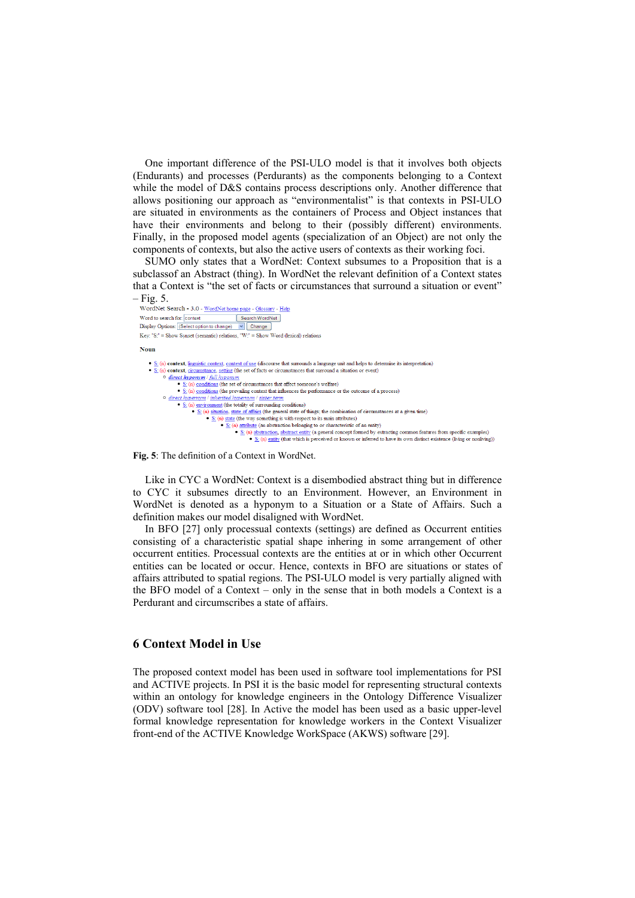One important difference of the PSI-ULO model is that it involves both objects (Endurants) and processes (Perdurants) as the components belonging to a Context while the model of D&S contains process descriptions only. Another difference that allows positioning our approach as "environmentalist" is that contexts in PSI-ULO are situated in environments as the containers of Process and Object instances that have their environments and belong to their (possibly different) environments. Finally, in the proposed model agents (specialization of an Object) are not only the components of contexts, but also the active users of contexts as their working foci.

SUMO only states that a WordNet: Context subsumes to a Proposition that is a subclassof an Abstract (thing). In WordNet the relevant definition of a Context states that a Context is "the set of facts or circumstances that surround a situation or event" – Fig. 5.

WordNet Search - 3.0 - WordNet home page - Glossary - Help

Word to search for: context [Search WordNet]

Display Options: (Select option to change) [Change]

Key: "S:" = Show Synset (semantic) relations, "W:" = Show Word (lexical) relations

**Noun**

- S: (n) **context**, linguistic context, context of use (discourse that surrounds a language unit and helps to determine its interpretation)
- S: (n) **context**, circumstance, setting (the set of facts or circumstances that surround a situation or event)
  - direct hyponym / full hyponym
    - S: (n) conditions (the set of circumstances that affect someone's welfare)
    - S: (n) conditions (the prevailing context that influences the performance or the outcome of a process)
  - direct hypernym / inherited hypernym / sister term
    - S: (n) environment (the totality of surrounding conditions)
      - S: (n) situation, state of affairs (the general state of things; the combination of circumstances at a given time)
        - S: (n) state (the way something is with respect to its main attributes)
          - S: (n) attribute (an abstraction belonging to or characteristic of an entity)
            - S: (n) abstraction, abstract entity (a general concept formed by extracting common features from specific examples)
              - S: (n) entity (that which is perceived or known or inferred to have its own distinct existence (living or nonliving))

**Fig. 5**: The definition of a Context in WordNet.

Like in CYC a WordNet: Context is a disembodied abstract thing but in difference to CYC it subsumes directly to an Environment. However, an Environment in WordNet is denoted as a hyponym to a Situation or a State of Affairs. Such a definition makes our model disaligned with WordNet.

In BFO [27] only processual contexts (settings) are defined as Occurrent entities consisting of a characteristic spatial shape inhering in some arrangement of other occurrent entities. Processual contexts are the entities at or in which other Occurrent entities can be located or occur. Hence, contexts in BFO are situations or states of affairs attributed to spatial regions. The PSI-ULO model is very partially aligned with the BFO model of a Context – only in the sense that in both models a Context is a Perdurant and circumscribes a state of affairs.

## 6 Context Model in Use

The proposed context model has been used in software tool implementations for PSI and ACTIVE projects. In PSI it is the basic model for representing structural contexts within an ontology for knowledge engineers in the Ontology Difference Visualizer (ODV) software tool [28]. In Active the model has been used as a basic upper-level formal knowledge representation for knowledge workers in the Context Visualizer front-end of the ACTIVE Knowledge WorkSpace (AKWS) software [29].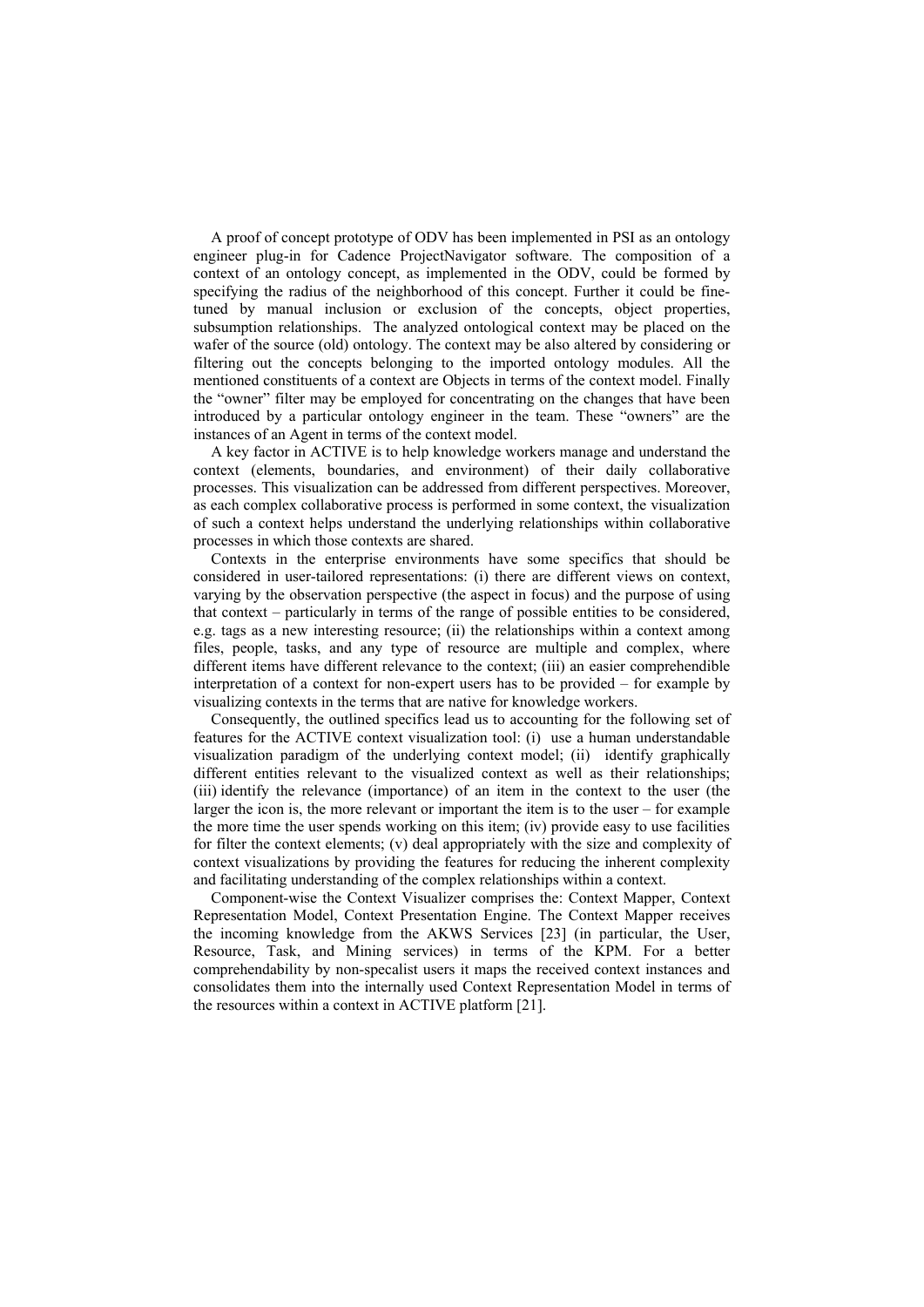A proof of concept prototype of ODV has been implemented in PSI as an ontology engineer plug-in for Cadence ProjectNavigator software. The composition of a context of an ontology concept, as implemented in the ODV, could be formed by specifying the radius of the neighborhood of this concept. Further it could be fine-tuned by manual inclusion or exclusion of the concepts, object properties, subsumption relationships. The analyzed ontological context may be placed on the wafer of the source (old) ontology. The context may be also altered by considering or filtering out the concepts belonging to the imported ontology modules. All the mentioned constituents of a context are Objects in terms of the context model. Finally the "owner" filter may be employed for concentrating on the changes that have been introduced by a particular ontology engineer in the team. These "owners" are the instances of an Agent in terms of the context model.

A key factor in ACTIVE is to help knowledge workers manage and understand the context (elements, boundaries, and environment) of their daily collaborative processes. This visualization can be addressed from different perspectives. Moreover, as each complex collaborative process is performed in some context, the visualization of such a context helps understand the underlying relationships within collaborative processes in which those contexts are shared.

Contexts in the enterprise environments have some specifics that should be considered in user-tailored representations: (i) there are different views on context, varying by the observation perspective (the aspect in focus) and the purpose of using that context – particularly in terms of the range of possible entities to be considered, e.g. tags as a new interesting resource; (ii) the relationships within a context among files, people, tasks, and any type of resource are multiple and complex, where different items have different relevance to the context; (iii) an easier comprehendible interpretation of a context for non-expert users has to be provided – for example by visualizing contexts in the terms that are native for knowledge workers.

Consequently, the outlined specifics lead us to accounting for the following set of features for the ACTIVE context visualization tool: (i) use a human understandable visualization paradigm of the underlying context model; (ii) identify graphically different entities relevant to the visualized context as well as their relationships; (iii) identify the relevance (importance) of an item in the context to the user (the larger the icon is, the more relevant or important the item is to the user – for example the more time the user spends working on this item; (iv) provide easy to use facilities for filter the context elements; (v) deal appropriately with the size and complexity of context visualizations by providing the features for reducing the inherent complexity and facilitating understanding of the complex relationships within a context.

Component-wise the Context Visualizer comprises the: Context Mapper, Context Representation Model, Context Presentation Engine. The Context Mapper receives the incoming knowledge from the AKWS Services [23] (in particular, the User, Resource, Task, and Mining services) in terms of the KPM. For a better comprehendability by non-specalist users it maps the received context instances and consolidates them into the internally used Context Representation Model in terms of the resources within a context in ACTIVE platform [21].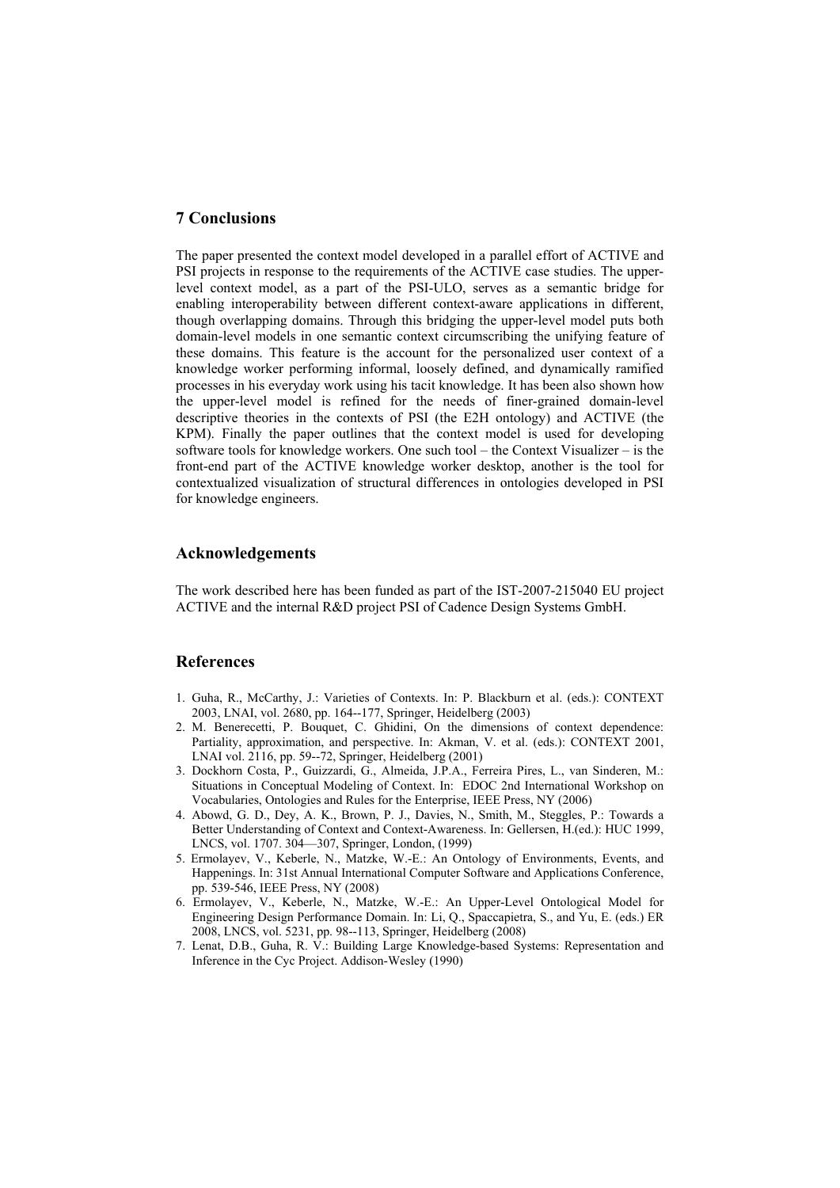## 7 Conclusions

The paper presented the context model developed in a parallel effort of ACTIVE and PSI projects in response to the requirements of the ACTIVE case studies. The upper-level context model, as a part of the PSI-ULO, serves as a semantic bridge for enabling interoperability between different context-aware applications in different, though overlapping domains. Through this bridging the upper-level model puts both domain-level models in one semantic context circumscribing the unifying feature of these domains. This feature is the account for the personalized user context of a knowledge worker performing informal, loosely defined, and dynamically ramified processes in his everyday work using his tacit knowledge. It has been also shown how the upper-level model is refined for the needs of finer-grained domain-level descriptive theories in the contexts of PSI (the E2H ontology) and ACTIVE (the KPM). Finally the paper outlines that the context model is used for developing software tools for knowledge workers. One such tool – the Context Visualizer – is the front-end part of the ACTIVE knowledge worker desktop, another is the tool for contextualized visualization of structural differences in ontologies developed in PSI for knowledge engineers.

## Acknowledgements

The work described here has been funded as part of the IST-2007-215040 EU project ACTIVE and the internal R&D project PSI of Cadence Design Systems GmbH.

## References

1. Guha, R., McCarthy, J.: Varieties of Contexts. In: P. Blackburn et al. (eds.): CONTEXT 2003, LNAI, vol. 2680, pp. 164--177, Springer, Heidelberg (2003)
2. M. Benerecetti, P. Bouquet, C. Ghidini, On the dimensions of context dependence: Partiality, approximation, and perspective. In: Akman, V. et al. (eds.): CONTEXT 2001, LNAI vol. 2116, pp. 59--72, Springer, Heidelberg (2001)
3. Dockhorn Costa, P., Guizzardi, G., Almeida, J.P.A., Ferreira Pires, L., van Sinderen, M.: Situations in Conceptual Modeling of Context. In: EDOC 2nd International Workshop on Vocabularies, Ontologies and Rules for the Enterprise, IEEE Press, NY (2006)
4. Abowd, G. D., Dey, A. K., Brown, P. J., Davies, N., Smith, M., Steggles, P.: Towards a Better Understanding of Context and Context-Awareness. In: Gellersen, H.(ed.): HUC 1999, LNCS, vol. 1707. 304—307, Springer, London, (1999)
5. Ermolayev, V., Keberle, N., Matzke, W.-E.: An Ontology of Environments, Events, and Happenings. In: 31st Annual International Computer Software and Applications Conference, pp. 539-546, IEEE Press, NY (2008)
6. Ermolayev, V., Keberle, N., Matzke, W.-E.: An Upper-Level Ontological Model for Engineering Design Performance Domain. In: Li, Q., Spaccapietra, S., and Yu, E. (eds.) ER 2008, LNCS, vol. 5231, pp. 98--113, Springer, Heidelberg (2008)
7. Lenat, D.B., Guha, R. V.: Building Large Knowledge-based Systems: Representation and Inference in the Cyc Project. Addison-Wesley (1990)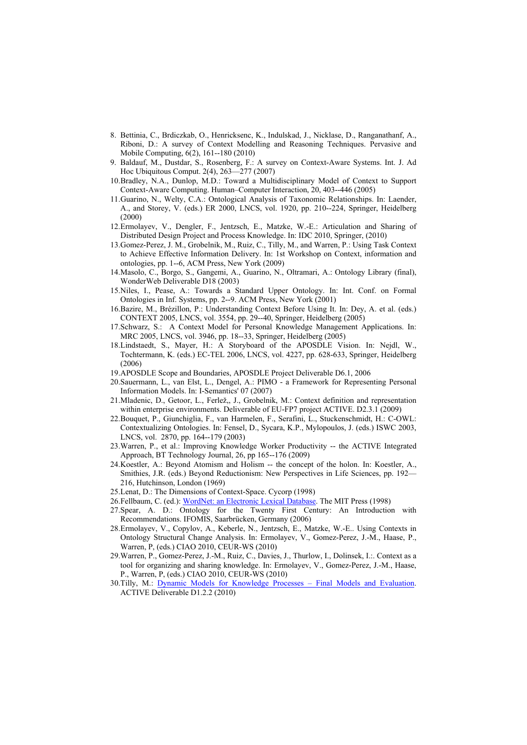8. Bettinia, C., Brdiczkab, O., Henricksenc, K., Indulskad, J., Nicklase, D., Ranganathanf, A., Riboni, D.: A survey of Context Modelling and Reasoning Techniques. Pervasive and Mobile Computing, 6(2), 161--180 (2010)
9. Baldauf, M., Dustdar, S., Rosenberg, F.: A survey on Context-Aware Systems. Int. J. Ad Hoc Ubiquitous Comput. 2(4), 263—277 (2007)
10. Bradley, N.A., Dunlop, M.D.: Toward a Multidisciplinary Model of Context to Support Context-Aware Computing. Human–Computer Interaction, 20, 403--446 (2005)
11. Guarino, N., Welty, C.A.: Ontological Analysis of Taxonomic Relationships. In: Laender, A., and Storey, V. (eds.) ER 2000, LNCS, vol. 1920, pp. 210--224, Springer, Heidelberg (2000)
12. Ermolayev, V., Dengler, F., Jentzsch, E., Matzke, W.-E.: Articulation and Sharing of Distributed Design Project and Process Knowledge. In: IDC 2010, Springer, (2010)
13. Gomez-Perez, J. M., Grobelnik, M., Ruiz, C., Tilly, M., and Warren, P.: Using Task Context to Achieve Effective Information Delivery. In: 1st Workshop on Context, information and ontologies, pp. 1--6, ACM Press, New York (2009)
14. Masolo, C., Borgo, S., Gangemi, A., Guarino, N., Oltramari, A.: Ontology Library (final), WonderWeb Deliverable D18 (2003)
15. Niles, I., Pease, A.: Towards a Standard Upper Ontology. In: Int. Conf. on Formal Ontologies in Inf. Systems, pp. 2--9. ACM Press, New York (2001)
16. Bazire, M., Brézillon, P.: Understanding Context Before Using It. In: Dey, A. et al. (eds.) CONTEXT 2005, LNCS, vol. 3554, pp. 29--40, Springer, Heidelberg (2005)
17. Schwarz, S.: A Context Model for Personal Knowledge Management Applications. In: MRC 2005, LNCS, vol. 3946, pp. 18--33, Springer, Heidelberg (2005)
18. Lindstaedt, S., Mayer, H.: A Storyboard of the APOSDLE Vision. In: Nejdl, W., Tochtermann, K. (eds.) EC-TEL 2006, LNCS, vol. 4227, pp. 628-633, Springer, Heidelberg (2006)
19. APOSDLE Scope and Boundaries, APOSDLE Project Deliverable D6.1, 2006
20. Sauermann, L., van Elst, L., Dengel, A.: PIMO - a Framework for Representing Personal Information Models. In: I-Semantics' 07 (2007)
21. Mladenic, D., Getoor, L., Ferlež,, J., Grobelnik, M.: Context definition and representation within enterprise environments. Deliverable of EU-FP7 project ACTIVE. D2.3.1 (2009)
22. Bouquet, P., Giunchiglia, F., van Harmelen, F., Serafini, L., Stuckenschmidt, H.: C-OWL: Contextualizing Ontologies. In: Fensel, D., Sycara, K.P., Mylopoulos, J. (eds.) ISWC 2003, LNCS, vol. 2870, pp. 164--179 (2003)
23. Warren, P., et al.: Improving Knowledge Worker Productivity -- the ACTIVE Integrated Approach, BT Technology Journal, 26, pp 165--176 (2009)
24. Koestler, A.: Beyond Atomism and Holism -- the concept of the holon. In: Koestler, A., Smithies, J.R. (eds.) Beyond Reductionism: New Perspectives in Life Sciences, pp. 192—216, Hutchinson, London (1969)
25. Lenat, D.: The Dimensions of Context-Space. Cycorp (1998)
26. Fellbaum, C. (ed.): WordNet: an Electronic Lexical Database. The MIT Press (1998)
27. Spear, A. D.: Ontology for the Twenty First Century: An Introduction with Recommendations. IFOMIS, Saarbrücken, Germany (2006)
28. Ermolayev, V., Copylov, A., Keberle, N., Jentzsch, E., Matzke, W.-E.. Using Contexts in Ontology Structural Change Analysis. In: Ermolayev, V., Gomez-Perez, J.-M., Haase, P., Warren, P, (eds.) CIAO 2010, CEUR-WS (2010)
29. Warren, P., Gomez-Perez, J.-M., Ruiz, C., Davies, J., Thurlow, I., Dolinsek, I.:. Context as a tool for organizing and sharing knowledge. In: Ermolayev, V., Gomez-Perez, J.-M., Haase, P., Warren, P, (eds.) CIAO 2010, CEUR-WS (2010)
30. Tilly, M.: Dynamic Models for Knowledge Processes – Final Models and Evaluation. ACTIVE Deliverable D1.2.2 (2010)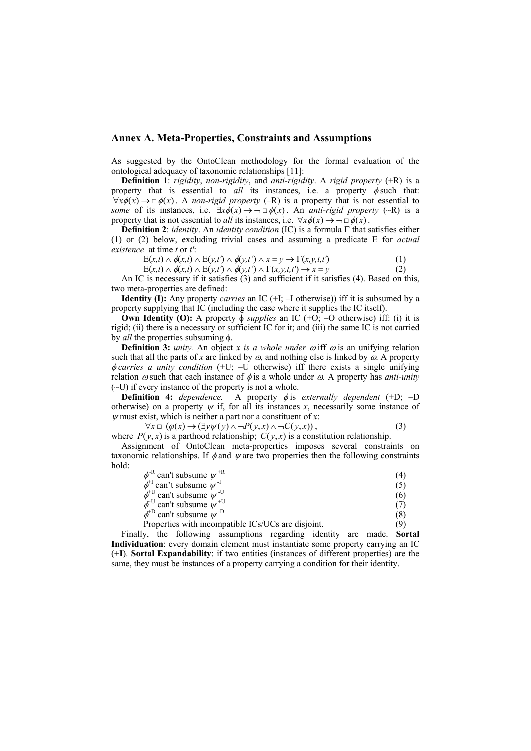## Annex A. Meta-Properties, Constraints and Assumptions

As suggested by the OntoClean methodology for the formal evaluation of the ontological adequacy of taxonomic relationships [11]:

**Definition 1**: *rigidity*, *non-rigidity*, and *anti-rigidity*. A *rigid property* (+R) is a property that is essential to *all* its instances, i.e. a property $\phi$ such that: $\forall x \phi(x) \rightarrow \Box \phi(x)$. A *non-rigid property* (–R) is a property that is not essential to *some* of its instances, i.e. $\exists x \phi(x) \rightarrow \neg \Box \phi(x)$. An *anti-rigid property* (~R) is a property that is not essential to *all* its instances, i.e. $\forall x \phi(x) \rightarrow \neg \Box \phi(x)$.

**Definition 2**: *identity*. An *identity condition* (IC) is a formula $\Gamma$ that satisfies either (1) or (2) below, excluding trivial cases and assuming a predicate E for *actual existence* at time $t$ or $t'$:

$$\mathrm{E}(x,t) \wedge \phi(x,t) \wedge \mathrm{E}(y,t') \wedge \phi(y,t') \wedge x = y \rightarrow \Gamma(x,y,t,t') \tag{1}$$

$$\mathrm{E}(x,t) \wedge \phi(x,t) \wedge \mathrm{E}(y,t') \wedge \phi(y,t') \wedge \Gamma(x,y,t,t') \rightarrow x = y \tag{2}$$

An IC is necessary if it satisfies (3) and sufficient if it satisfies (4). Based on this, two meta-properties are defined:

**Identity (I):** Any property *carries* an IC (+I; –I otherwise)) iff it is subsumed by a property supplying that IC (including the case where it supplies the IC itself).

**Own Identity (O):** A property $\phi$ *supplies* an IC (+O; –O otherwise) iff: (i) it is rigid; (ii) there is a necessary or sufficient IC for it; and (iii) the same IC is not carried by *all* the properties subsuming $\phi$.

**Definition 3:** *unity.* An object $x$ *is a whole under* $\omega$ iff $\omega$ is an unifying relation such that all the parts of $x$ are linked by $\omega$, and nothing else is linked by $\omega$. A property $\phi$ *carries a unity condition* (+U; –U otherwise) iff there exists a single unifying relation $\omega$ such that each instance of $\phi$ is a whole under $\omega$. A property has *anti-unity* (~U) if every instance of the property is not a whole.

**Definition 4:** *dependence.* A property $\phi$ is *externally dependent* (+D; –D otherwise) on a property $\psi$ if, for all its instances $x$, necessarily some instance of $\psi$ must exist, which is neither a part nor a constituent of $x$:

$$\forall x \Box\ (\varphi(x) \rightarrow (\exists y \psi(y) \wedge \neg P(y,x) \wedge \neg C(y,x)), \tag{3}$$

where $P(y,x)$ is a parthood relationship; $C(y,x)$ is a constitution relationship.

Assignment of OntoClean meta-properties imposes several constraints on taxonomic relationships. If $\phi$ and $\psi$ are two properties then the following constraints hold:

$$\phi^{\sim R} \text{ can't subsume } \psi^{+R} \tag{4}$$

$$\phi^{+I} \text{ can't subsume } \psi^{-I} \tag{5}$$

$$\phi^{+U} \text{ can't subsume } \psi^{-U} \tag{6}$$

$$\phi^{\sim U} \text{ can't subsume } \psi^{+U} \tag{7}$$

$$\phi^{+D} \text{ can't subsume } \psi^{-D} \tag{8}$$

Properties with incompatible ICs/UCs are disjoint. (9)

Finally, the following assumptions regarding identity are made. **Sortal Individuation**: every domain element must instantiate some property carrying an IC (**+I**). **Sortal Expandability**: if two entities (instances of different properties) are the same, they must be instances of a property carrying a condition for their identity.